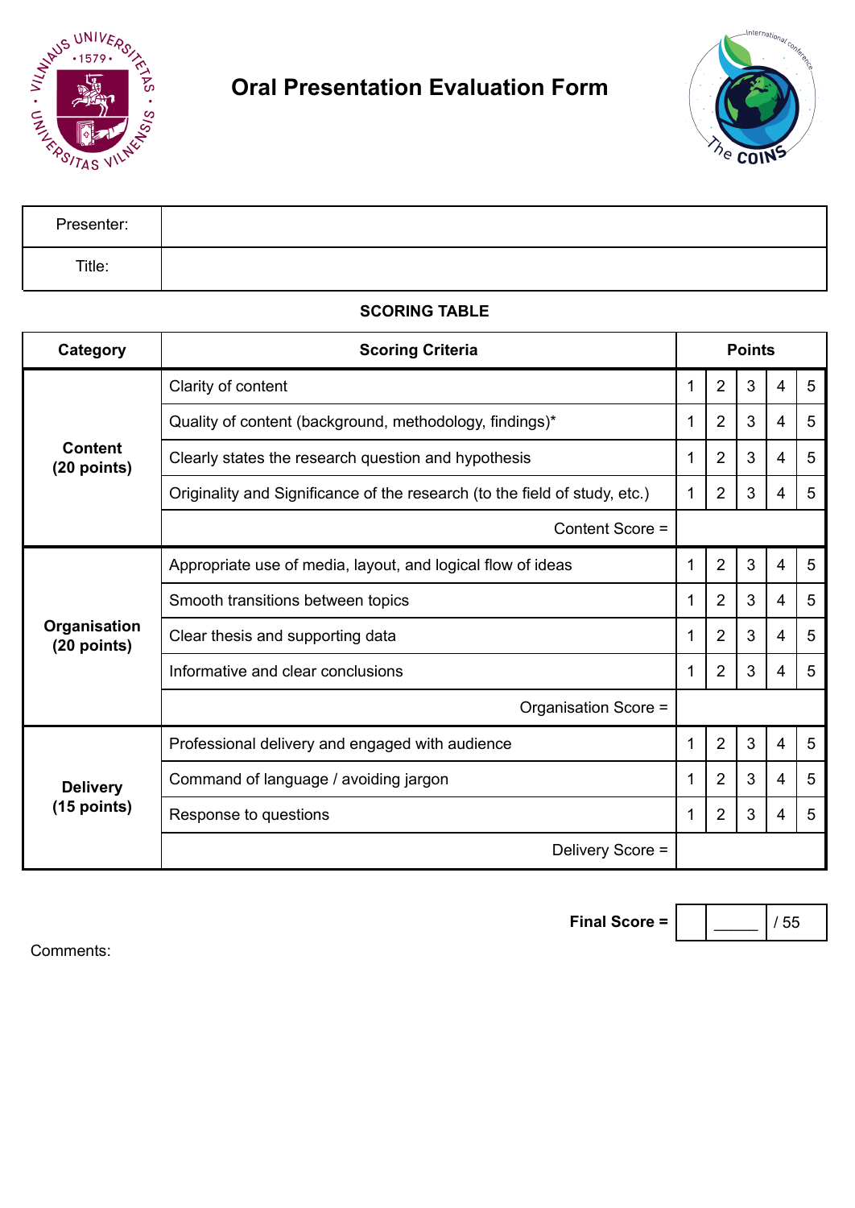# Oral Presentation Evaluation Form

| Presenter: | |
|---|---|
| Title: | |

**SCORING TABLE**

| Category | Scoring Criteria | Points | | | | |
|---|---|---|---|---|---|---|
| **Content (20 points)** | Clarity of content | 1 | 2 | 3 | 4 | 5 |
| | Quality of content (background, methodology, findings)* | 1 | 2 | 3 | 4 | 5 |
| | Clearly states the research question and hypothesis | 1 | 2 | 3 | 4 | 5 |
| | Originality and Significance of the research (to the field of study, etc.) | 1 | 2 | 3 | 4 | 5 |
| | Content Score = | | | | | |
| **Organisation (20 points)** | Appropriate use of media, layout, and logical flow of ideas | 1 | 2 | 3 | 4 | 5 |
| | Smooth transitions between topics | 1 | 2 | 3 | 4 | 5 |
| | Clear thesis and supporting data | 1 | 2 | 3 | 4 | 5 |
| | Informative and clear conclusions | 1 | 2 | 3 | 4 | 5 |
| | Organisation Score = | | | | | |
| **Delivery (15 points)** | Professional delivery and engaged with audience | 1 | 2 | 3 | 4 | 5 |
| | Command of language / avoiding jargon | 1 | 2 | 3 | 4 | 5 |
| | Response to questions | 1 | 2 | 3 | 4 | 5 |
| | Delivery Score = | | | | | |

**Final Score =** _____ / 55

Comments: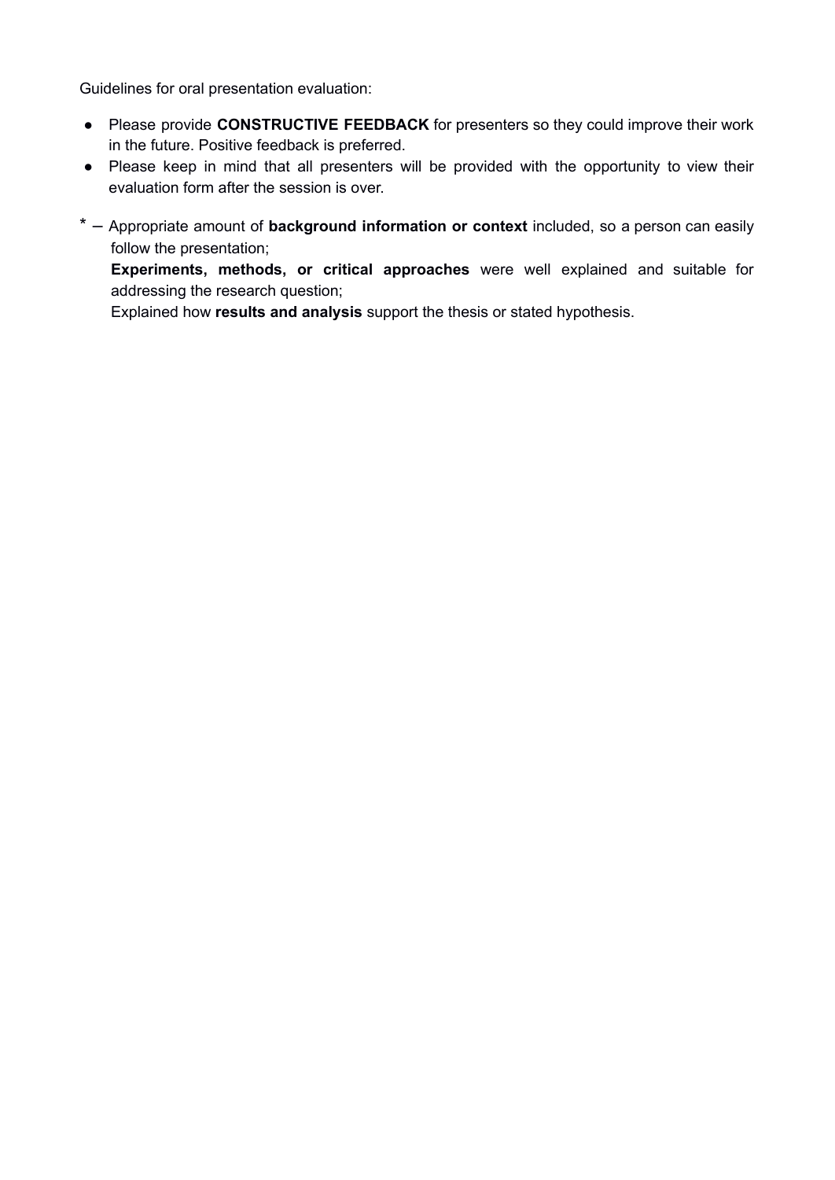Guidelines for oral presentation evaluation:

- Please provide **CONSTRUCTIVE FEEDBACK** for presenters so they could improve their work in the future. Positive feedback is preferred.
- Please keep in mind that all presenters will be provided with the opportunity to view their evaluation form after the session is over.

* – Appropriate amount of **background information or context** included, so a person can easily follow the presentation;
  **Experiments, methods, or critical approaches** were well explained and suitable for addressing the research question;
  Explained how **results and analysis** support the thesis or stated hypothesis.